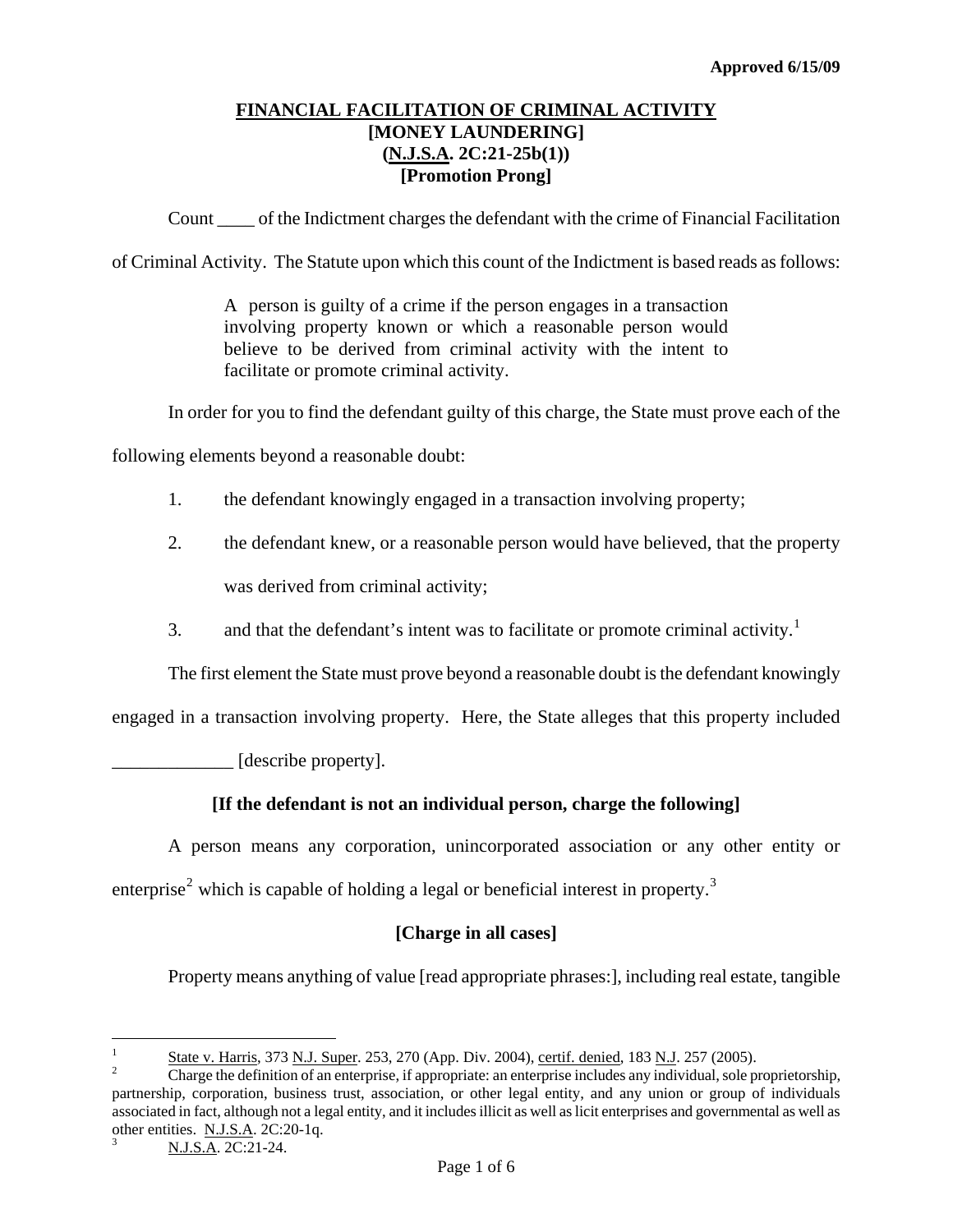**Approved 6/15/09**

# FINANCIAL FACILITATION OF CRIMINAL ACTIVITY
## [MONEY LAUNDERING]
## (N.J.S.A. 2C:21-25b(1))
## [Promotion Prong]

Count ____ of the Indictment charges the defendant with the crime of Financial Facilitation of Criminal Activity. The Statute upon which this count of the Indictment is based reads as follows:

> A person is guilty of a crime if the person engages in a transaction involving property known or which a reasonable person would believe to be derived from criminal activity with the intent to facilitate or promote criminal activity.

In order for you to find the defendant guilty of this charge, the State must prove each of the following elements beyond a reasonable doubt:

1. the defendant knowingly engaged in a transaction involving property;
2. the defendant knew, or a reasonable person would have believed, that the property was derived from criminal activity;
3. and that the defendant's intent was to facilitate or promote criminal activity.[1]

The first element the State must prove beyond a reasonable doubt is the defendant knowingly engaged in a transaction involving property. Here, the State alleges that this property included _____________ [describe property].

**[If the defendant is not an individual person, charge the following]**

A person means any corporation, unincorporated association or any other entity or enterprise[2] which is capable of holding a legal or beneficial interest in property.[3]

**[Charge in all cases]**

Property means anything of value [read appropriate phrases:], including real estate, tangible

---

[1] State v. Harris, 373 N.J. Super. 253, 270 (App. Div. 2004), certif. denied, 183 N.J. 257 (2005).

[2] Charge the definition of an enterprise, if appropriate: an enterprise includes any individual, sole proprietorship, partnership, corporation, business trust, association, or other legal entity, and any union or group of individuals associated in fact, although not a legal entity, and it includes illicit as well as licit enterprises and governmental as well as other entities. N.J.S.A. 2C:20-1q.

[3] N.J.S.A. 2C:21-24.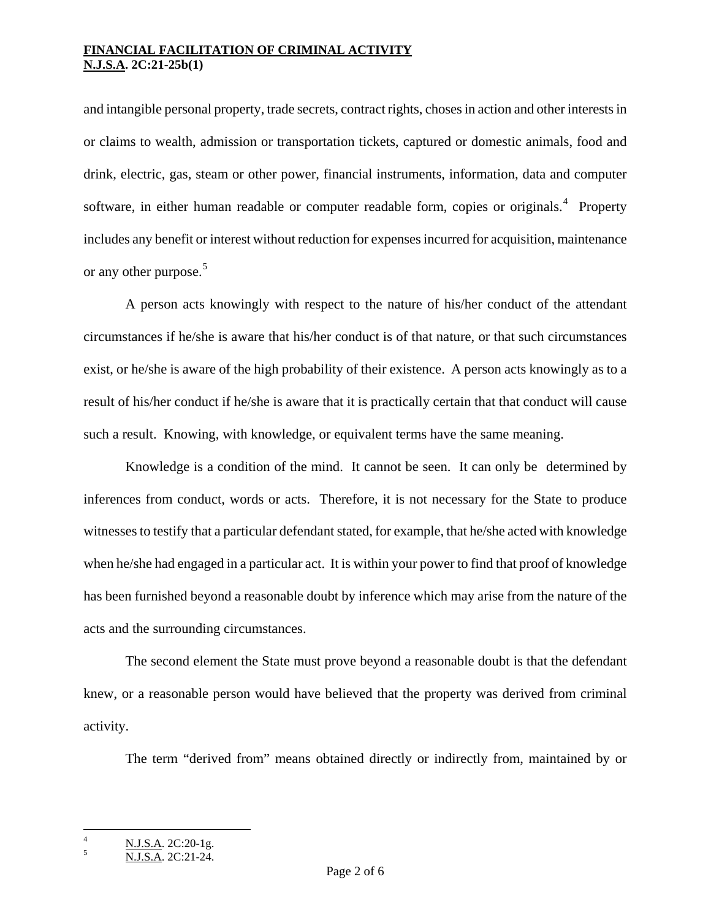and intangible personal property, trade secrets, contract rights, choses in action and other interests in or claims to wealth, admission or transportation tickets, captured or domestic animals, food and drink, electric, gas, steam or other power, financial instruments, information, data and computer software, in either human readable or computer readable form, copies or originals.[4] Property includes any benefit or interest without reduction for expenses incurred for acquisition, maintenance or any other purpose.[5]

A person acts knowingly with respect to the nature of his/her conduct of the attendant circumstances if he/she is aware that his/her conduct is of that nature, or that such circumstances exist, or he/she is aware of the high probability of their existence. A person acts knowingly as to a result of his/her conduct if he/she is aware that it is practically certain that that conduct will cause such a result. Knowing, with knowledge, or equivalent terms have the same meaning.

Knowledge is a condition of the mind. It cannot be seen. It can only be determined by inferences from conduct, words or acts. Therefore, it is not necessary for the State to produce witnesses to testify that a particular defendant stated, for example, that he/she acted with knowledge when he/she had engaged in a particular act. It is within your power to find that proof of knowledge has been furnished beyond a reasonable doubt by inference which may arise from the nature of the acts and the surrounding circumstances.

The second element the State must prove beyond a reasonable doubt is that the defendant knew, or a reasonable person would have believed that the property was derived from criminal activity.

The term "derived from" means obtained directly or indirectly from, maintained by or

---

[4] N.J.S.A. 2C:20-1g.

[5] N.J.S.A. 2C:21-24.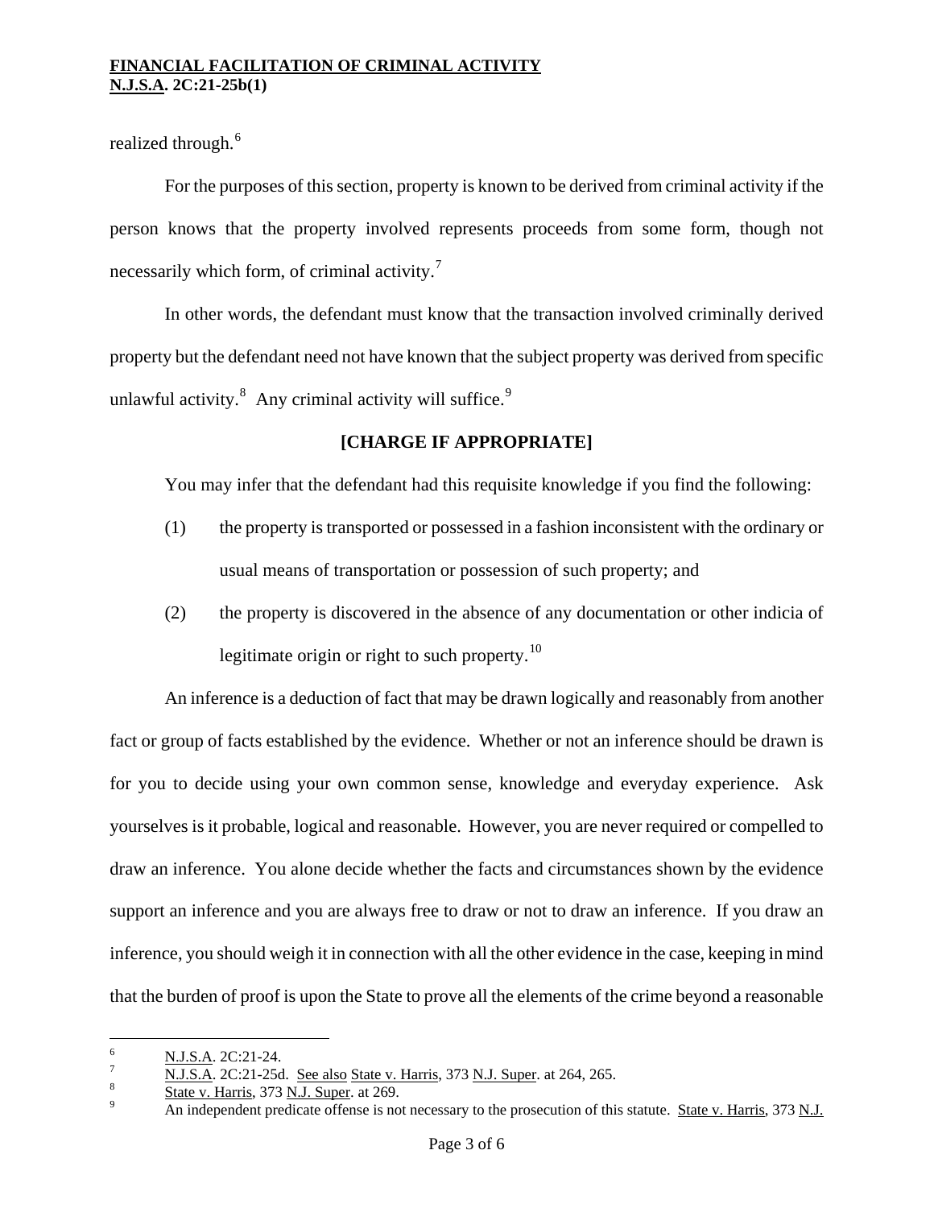realized through.[6]

For the purposes of this section, property is known to be derived from criminal activity if the person knows that the property involved represents proceeds from some form, though not necessarily which form, of criminal activity.[7]

In other words, the defendant must know that the transaction involved criminally derived property but the defendant need not have known that the subject property was derived from specific unlawful activity.[8] Any criminal activity will suffice.[9]

**[CHARGE IF APPROPRIATE]**

You may infer that the defendant had this requisite knowledge if you find the following:

(1) the property is transported or possessed in a fashion inconsistent with the ordinary or usual means of transportation or possession of such property; and

(2) the property is discovered in the absence of any documentation or other indicia of legitimate origin or right to such property.[10]

An inference is a deduction of fact that may be drawn logically and reasonably from another fact or group of facts established by the evidence. Whether or not an inference should be drawn is for you to decide using your own common sense, knowledge and everyday experience. Ask yourselves is it probable, logical and reasonable. However, you are never required or compelled to draw an inference. You alone decide whether the facts and circumstances shown by the evidence support an inference and you are always free to draw or not to draw an inference. If you draw an inference, you should weigh it in connection with all the other evidence in the case, keeping in mind that the burden of proof is upon the State to prove all the elements of the crime beyond a reasonable

---

[6] N.J.S.A. 2C:21-24.

[7] N.J.S.A. 2C:21-25d. See also State v. Harris, 373 N.J. Super. at 264, 265.

[8] State v. Harris, 373 N.J. Super. at 269.

[9] An independent predicate offense is not necessary to the prosecution of this statute. State v. Harris, 373 N.J.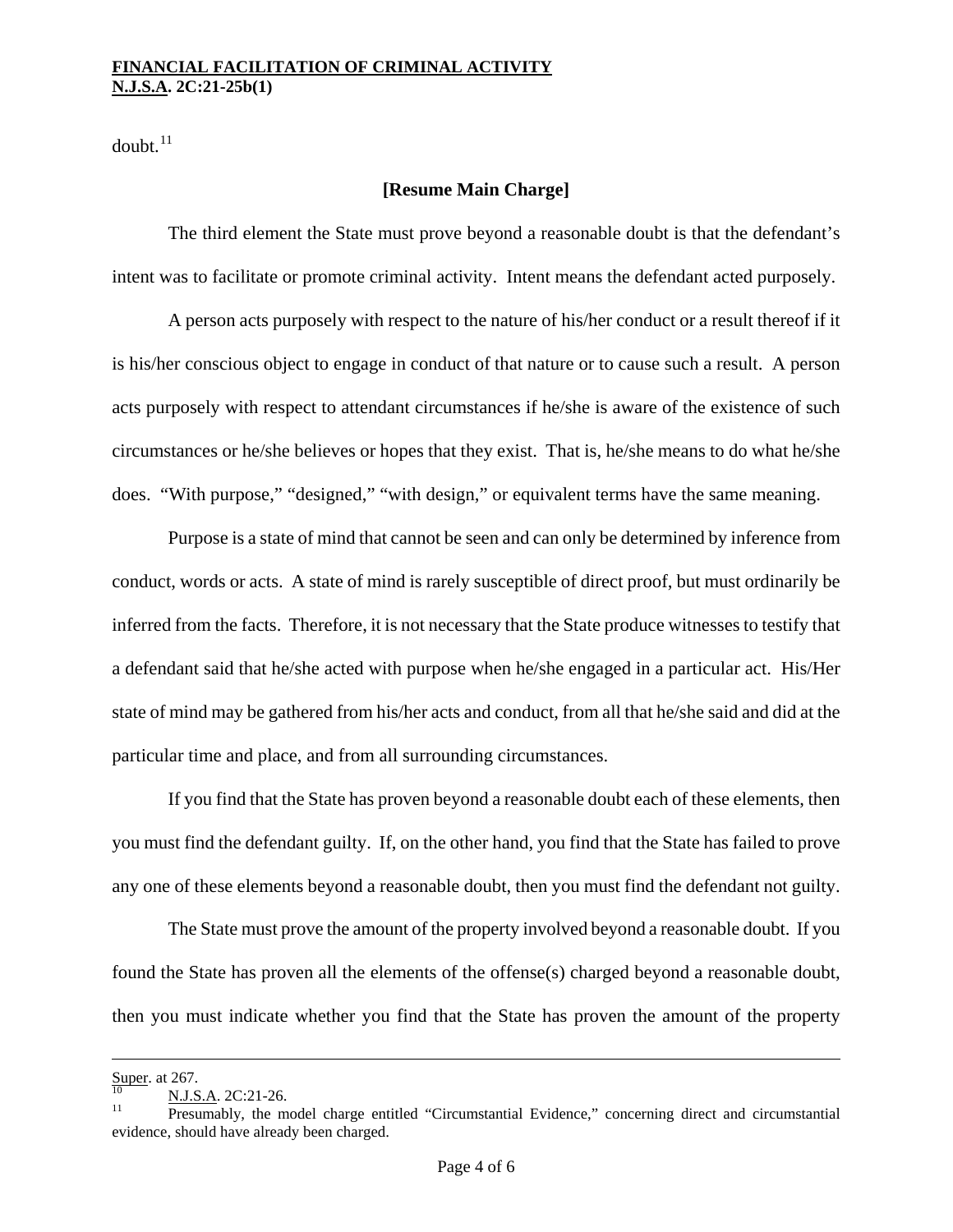doubt.[11]

**[Resume Main Charge]**

The third element the State must prove beyond a reasonable doubt is that the defendant's intent was to facilitate or promote criminal activity. Intent means the defendant acted purposely.

A person acts purposely with respect to the nature of his/her conduct or a result thereof if it is his/her conscious object to engage in conduct of that nature or to cause such a result. A person acts purposely with respect to attendant circumstances if he/she is aware of the existence of such circumstances or he/she believes or hopes that they exist. That is, he/she means to do what he/she does. "With purpose," "designed," "with design," or equivalent terms have the same meaning.

Purpose is a state of mind that cannot be seen and can only be determined by inference from conduct, words or acts. A state of mind is rarely susceptible of direct proof, but must ordinarily be inferred from the facts. Therefore, it is not necessary that the State produce witnesses to testify that a defendant said that he/she acted with purpose when he/she engaged in a particular act. His/Her state of mind may be gathered from his/her acts and conduct, from all that he/she said and did at the particular time and place, and from all surrounding circumstances.

If you find that the State has proven beyond a reasonable doubt each of these elements, then you must find the defendant guilty. If, on the other hand, you find that the State has failed to prove any one of these elements beyond a reasonable doubt, then you must find the defendant not guilty.

The State must prove the amount of the property involved beyond a reasonable doubt. If you found the State has proven all the elements of the offense(s) charged beyond a reasonable doubt, then you must indicate whether you find that the State has proven the amount of the property

---

Super. at 267.

[10] N.J.S.A. 2C:21-26.

[11] Presumably, the model charge entitled "Circumstantial Evidence," concerning direct and circumstantial evidence, should have already been charged.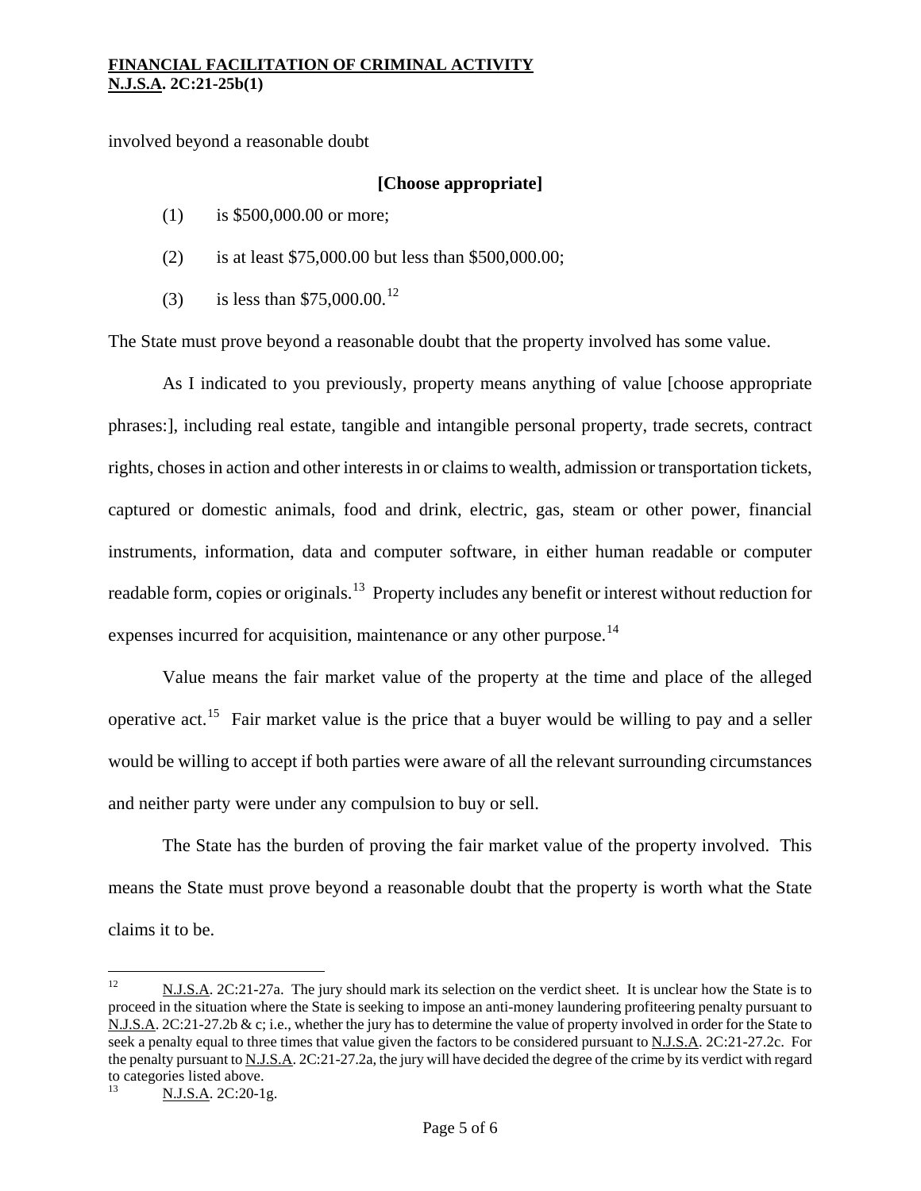involved beyond a reasonable doubt

**[Choose appropriate]**

(1) is $500,000.00 or more;

(2) is at least $75,000.00 but less than $500,000.00;

(3) is less than $75,000.00.[12]

The State must prove beyond a reasonable doubt that the property involved has some value.

As I indicated to you previously, property means anything of value [choose appropriate phrases:], including real estate, tangible and intangible personal property, trade secrets, contract rights, choses in action and other interests in or claims to wealth, admission or transportation tickets, captured or domestic animals, food and drink, electric, gas, steam or other power, financial instruments, information, data and computer software, in either human readable or computer readable form, copies or originals.[13] Property includes any benefit or interest without reduction for expenses incurred for acquisition, maintenance or any other purpose.[14]

Value means the fair market value of the property at the time and place of the alleged operative act.[15] Fair market value is the price that a buyer would be willing to pay and a seller would be willing to accept if both parties were aware of all the relevant surrounding circumstances and neither party were under any compulsion to buy or sell.

The State has the burden of proving the fair market value of the property involved. This means the State must prove beyond a reasonable doubt that the property is worth what the State claims it to be.

---

[12] N.J.S.A. 2C:21-27a. The jury should mark its selection on the verdict sheet. It is unclear how the State is to proceed in the situation where the State is seeking to impose an anti-money laundering profiteering penalty pursuant to N.J.S.A. 2C:21-27.2b & c; i.e., whether the jury has to determine the value of property involved in order for the State to seek a penalty equal to three times that value given the factors to be considered pursuant to N.J.S.A. 2C:21-27.2c. For the penalty pursuant to N.J.S.A. 2C:21-27.2a, the jury will have decided the degree of the crime by its verdict with regard to categories listed above.

[13] N.J.S.A. 2C:20-1g.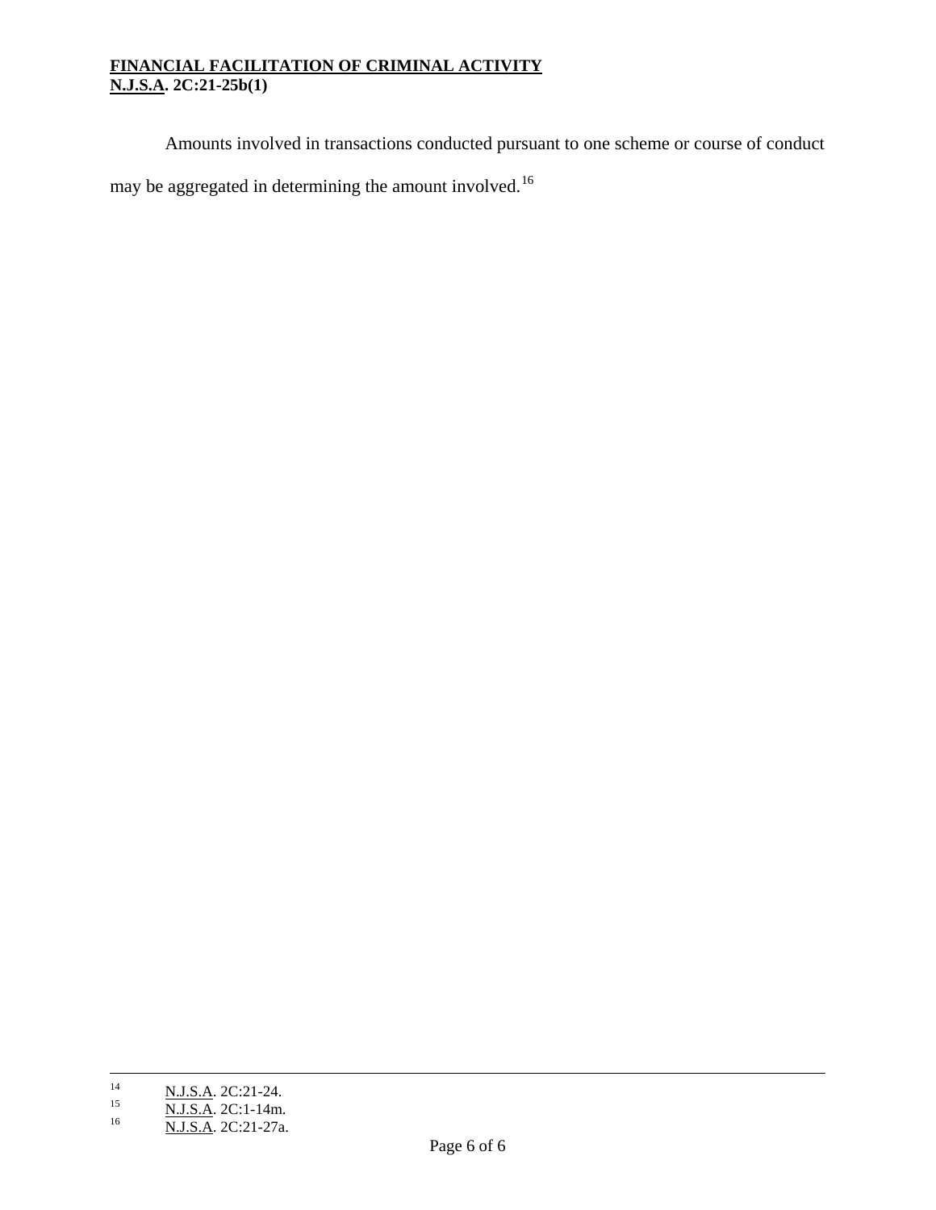Amounts involved in transactions conducted pursuant to one scheme or course of conduct may be aggregated in determining the amount involved.[16]

[14] N.J.S.A. 2C:21-24.

[15] N.J.S.A. 2C:1-14m.

[16] N.J.S.A. 2C:21-27a.